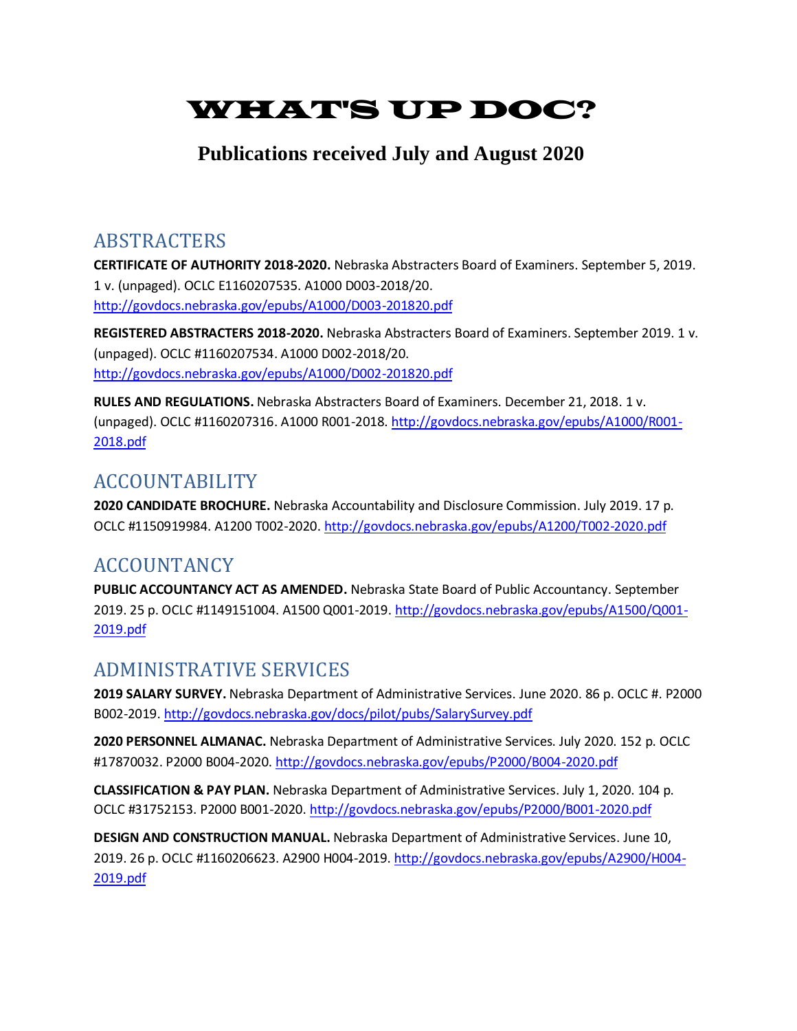# WHAT'S UP DOC?

## Publications received July and August 2020

### ABSTRACTERS

**CERTIFICATE OF AUTHORITY 2018-2020.** Nebraska Abstracters Board of Examiners. September 5, 2019. 1 v. (unpaged). OCLC E1160207535. A1000 D003-2018/20. http://govdocs.nebraska.gov/epubs/A1000/D003-201820.pdf

**REGISTERED ABSTRACTERS 2018-2020.** Nebraska Abstracters Board of Examiners. September 2019. 1 v. (unpaged). OCLC #1160207534. A1000 D002-2018/20. http://govdocs.nebraska.gov/epubs/A1000/D002-201820.pdf

**RULES AND REGULATIONS.** Nebraska Abstracters Board of Examiners. December 21, 2018. 1 v. (unpaged). OCLC #1160207316. A1000 R001-2018. http://govdocs.nebraska.gov/epubs/A1000/R001-2018.pdf

### ACCOUNTABILITY

**2020 CANDIDATE BROCHURE.** Nebraska Accountability and Disclosure Commission. July 2019. 17 p. OCLC #1150919984. A1200 T002-2020. http://govdocs.nebraska.gov/epubs/A1200/T002-2020.pdf

### ACCOUNTANCY

**PUBLIC ACCOUNTANCY ACT AS AMENDED.** Nebraska State Board of Public Accountancy. September 2019. 25 p. OCLC #1149151004. A1500 Q001-2019. http://govdocs.nebraska.gov/epubs/A1500/Q001-2019.pdf

### ADMINISTRATIVE SERVICES

**2019 SALARY SURVEY.** Nebraska Department of Administrative Services. June 2020. 86 p. OCLC #. P2000 B002-2019. http://govdocs.nebraska.gov/docs/pilot/pubs/SalarySurvey.pdf

**2020 PERSONNEL ALMANAC.** Nebraska Department of Administrative Services. July 2020. 152 p. OCLC #17870032. P2000 B004-2020. http://govdocs.nebraska.gov/epubs/P2000/B004-2020.pdf

**CLASSIFICATION & PAY PLAN.** Nebraska Department of Administrative Services. July 1, 2020. 104 p. OCLC #31752153. P2000 B001-2020. http://govdocs.nebraska.gov/epubs/P2000/B001-2020.pdf

**DESIGN AND CONSTRUCTION MANUAL.** Nebraska Department of Administrative Services. June 10, 2019. 26 p. OCLC #1160206623. A2900 H004-2019. http://govdocs.nebraska.gov/epubs/A2900/H004-2019.pdf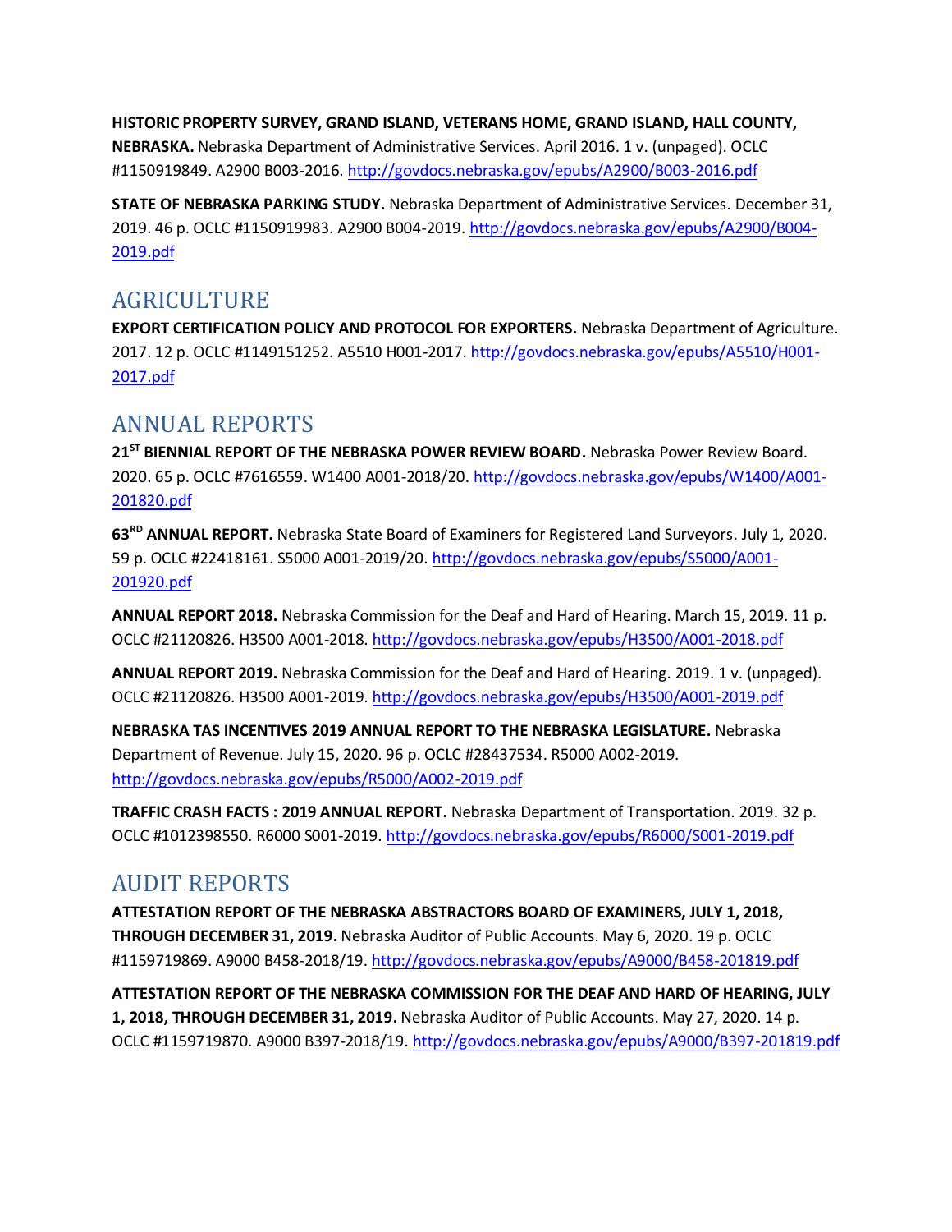**HISTORIC PROPERTY SURVEY, GRAND ISLAND, VETERANS HOME, GRAND ISLAND, HALL COUNTY, NEBRASKA.** Nebraska Department of Administrative Services. April 2016. 1 v. (unpaged). OCLC #1150919849. A2900 B003-2016. http://govdocs.nebraska.gov/epubs/A2900/B003-2016.pdf

**STATE OF NEBRASKA PARKING STUDY.** Nebraska Department of Administrative Services. December 31, 2019. 46 p. OCLC #1150919983. A2900 B004-2019. http://govdocs.nebraska.gov/epubs/A2900/B004-2019.pdf

## AGRICULTURE

**EXPORT CERTIFICATION POLICY AND PROTOCOL FOR EXPORTERS.** Nebraska Department of Agriculture. 2017. 12 p. OCLC #1149151252. A5510 H001-2017. http://govdocs.nebraska.gov/epubs/A5510/H001-2017.pdf

## ANNUAL REPORTS

**21ST BIENNIAL REPORT OF THE NEBRASKA POWER REVIEW BOARD.** Nebraska Power Review Board. 2020. 65 p. OCLC #7616559. W1400 A001-2018/20. http://govdocs.nebraska.gov/epubs/W1400/A001-201820.pdf

**63RD ANNUAL REPORT.** Nebraska State Board of Examiners for Registered Land Surveyors. July 1, 2020. 59 p. OCLC #22418161. S5000 A001-2019/20. http://govdocs.nebraska.gov/epubs/S5000/A001-201920.pdf

**ANNUAL REPORT 2018.** Nebraska Commission for the Deaf and Hard of Hearing. March 15, 2019. 11 p. OCLC #21120826. H3500 A001-2018. http://govdocs.nebraska.gov/epubs/H3500/A001-2018.pdf

**ANNUAL REPORT 2019.** Nebraska Commission for the Deaf and Hard of Hearing. 2019. 1 v. (unpaged). OCLC #21120826. H3500 A001-2019. http://govdocs.nebraska.gov/epubs/H3500/A001-2019.pdf

**NEBRASKA TAS INCENTIVES 2019 ANNUAL REPORT TO THE NEBRASKA LEGISLATURE.** Nebraska Department of Revenue. July 15, 2020. 96 p. OCLC #28437534. R5000 A002-2019. http://govdocs.nebraska.gov/epubs/R5000/A002-2019.pdf

**TRAFFIC CRASH FACTS : 2019 ANNUAL REPORT.** Nebraska Department of Transportation. 2019. 32 p. OCLC #1012398550. R6000 S001-2019. http://govdocs.nebraska.gov/epubs/R6000/S001-2019.pdf

## AUDIT REPORTS

**ATTESTATION REPORT OF THE NEBRASKA ABSTRACTORS BOARD OF EXAMINERS, JULY 1, 2018, THROUGH DECEMBER 31, 2019.** Nebraska Auditor of Public Accounts. May 6, 2020. 19 p. OCLC #1159719869. A9000 B458-2018/19. http://govdocs.nebraska.gov/epubs/A9000/B458-201819.pdf

**ATTESTATION REPORT OF THE NEBRASKA COMMISSION FOR THE DEAF AND HARD OF HEARING, JULY 1, 2018, THROUGH DECEMBER 31, 2019.** Nebraska Auditor of Public Accounts. May 27, 2020. 14 p. OCLC #1159719870. A9000 B397-2018/19. http://govdocs.nebraska.gov/epubs/A9000/B397-201819.pdf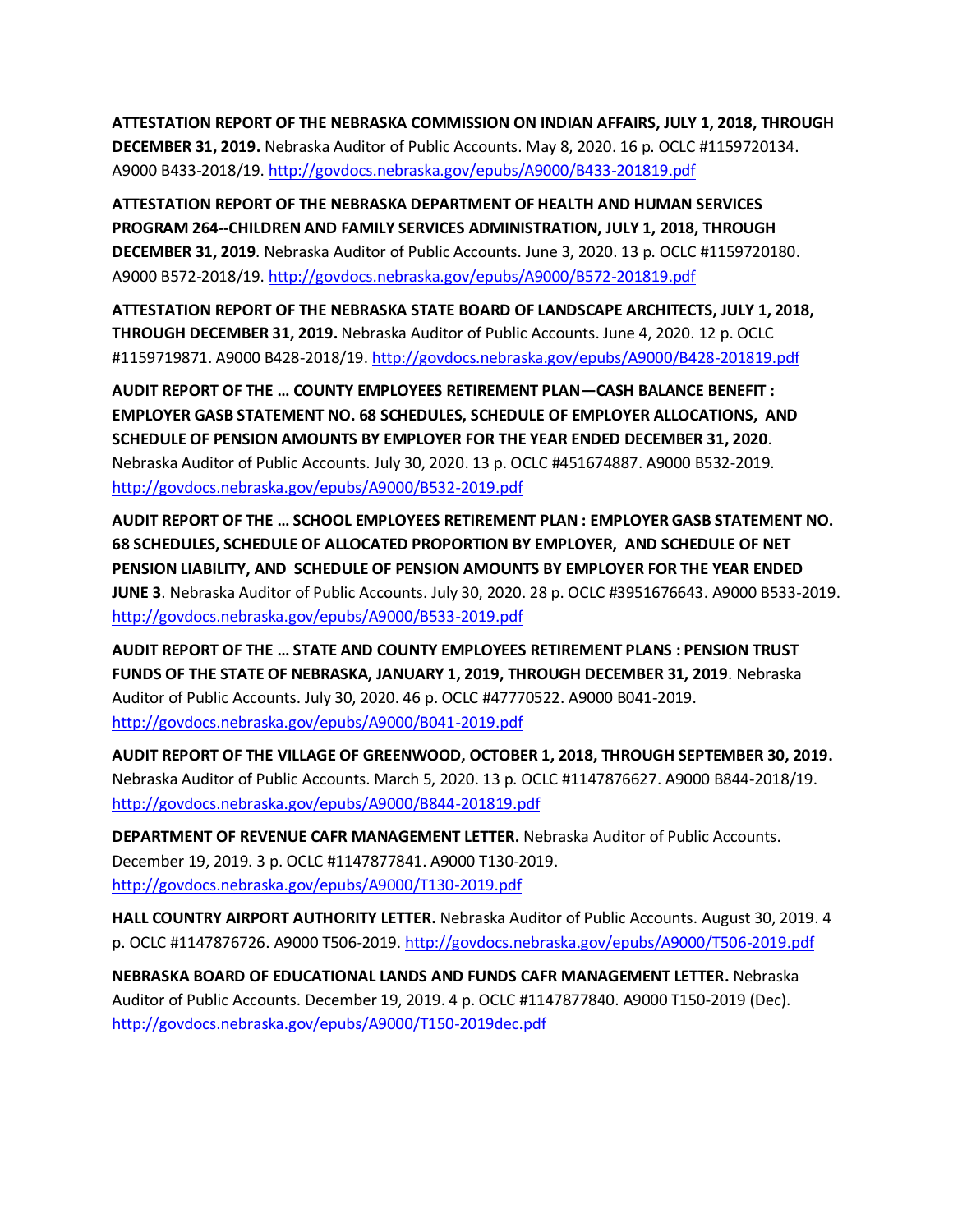**ATTESTATION REPORT OF THE NEBRASKA COMMISSION ON INDIAN AFFAIRS, JULY 1, 2018, THROUGH DECEMBER 31, 2019.** Nebraska Auditor of Public Accounts. May 8, 2020. 16 p. OCLC #1159720134. A9000 B433-2018/19. http://govdocs.nebraska.gov/epubs/A9000/B433-201819.pdf

**ATTESTATION REPORT OF THE NEBRASKA DEPARTMENT OF HEALTH AND HUMAN SERVICES PROGRAM 264--CHILDREN AND FAMILY SERVICES ADMINISTRATION, JULY 1, 2018, THROUGH DECEMBER 31, 2019**. Nebraska Auditor of Public Accounts. June 3, 2020. 13 p. OCLC #1159720180. A9000 B572-2018/19. http://govdocs.nebraska.gov/epubs/A9000/B572-201819.pdf

**ATTESTATION REPORT OF THE NEBRASKA STATE BOARD OF LANDSCAPE ARCHITECTS, JULY 1, 2018, THROUGH DECEMBER 31, 2019.** Nebraska Auditor of Public Accounts. June 4, 2020. 12 p. OCLC #1159719871. A9000 B428-2018/19. http://govdocs.nebraska.gov/epubs/A9000/B428-201819.pdf

**AUDIT REPORT OF THE … COUNTY EMPLOYEES RETIREMENT PLAN—CASH BALANCE BENEFIT : EMPLOYER GASB STATEMENT NO. 68 SCHEDULES, SCHEDULE OF EMPLOYER ALLOCATIONS, AND SCHEDULE OF PENSION AMOUNTS BY EMPLOYER FOR THE YEAR ENDED DECEMBER 31, 2020**. Nebraska Auditor of Public Accounts. July 30, 2020. 13 p. OCLC #451674887. A9000 B532-2019. http://govdocs.nebraska.gov/epubs/A9000/B532-2019.pdf

**AUDIT REPORT OF THE … SCHOOL EMPLOYEES RETIREMENT PLAN : EMPLOYER GASB STATEMENT NO. 68 SCHEDULES, SCHEDULE OF ALLOCATED PROPORTION BY EMPLOYER, AND SCHEDULE OF NET PENSION LIABILITY, AND SCHEDULE OF PENSION AMOUNTS BY EMPLOYER FOR THE YEAR ENDED JUNE 3**. Nebraska Auditor of Public Accounts. July 30, 2020. 28 p. OCLC #3951676643. A9000 B533-2019. http://govdocs.nebraska.gov/epubs/A9000/B533-2019.pdf

**AUDIT REPORT OF THE … STATE AND COUNTY EMPLOYEES RETIREMENT PLANS : PENSION TRUST FUNDS OF THE STATE OF NEBRASKA, JANUARY 1, 2019, THROUGH DECEMBER 31, 2019**. Nebraska Auditor of Public Accounts. July 30, 2020. 46 p. OCLC #47770522. A9000 B041-2019. http://govdocs.nebraska.gov/epubs/A9000/B041-2019.pdf

**AUDIT REPORT OF THE VILLAGE OF GREENWOOD, OCTOBER 1, 2018, THROUGH SEPTEMBER 30, 2019.** Nebraska Auditor of Public Accounts. March 5, 2020. 13 p. OCLC #1147876627. A9000 B844-2018/19. http://govdocs.nebraska.gov/epubs/A9000/B844-201819.pdf

**DEPARTMENT OF REVENUE CAFR MANAGEMENT LETTER.** Nebraska Auditor of Public Accounts. December 19, 2019. 3 p. OCLC #1147877841. A9000 T130-2019. http://govdocs.nebraska.gov/epubs/A9000/T130-2019.pdf

**HALL COUNTRY AIRPORT AUTHORITY LETTER.** Nebraska Auditor of Public Accounts. August 30, 2019. 4 p. OCLC #1147876726. A9000 T506-2019. http://govdocs.nebraska.gov/epubs/A9000/T506-2019.pdf

**NEBRASKA BOARD OF EDUCATIONAL LANDS AND FUNDS CAFR MANAGEMENT LETTER.** Nebraska Auditor of Public Accounts. December 19, 2019. 4 p. OCLC #1147877840. A9000 T150-2019 (Dec). http://govdocs.nebraska.gov/epubs/A9000/T150-2019dec.pdf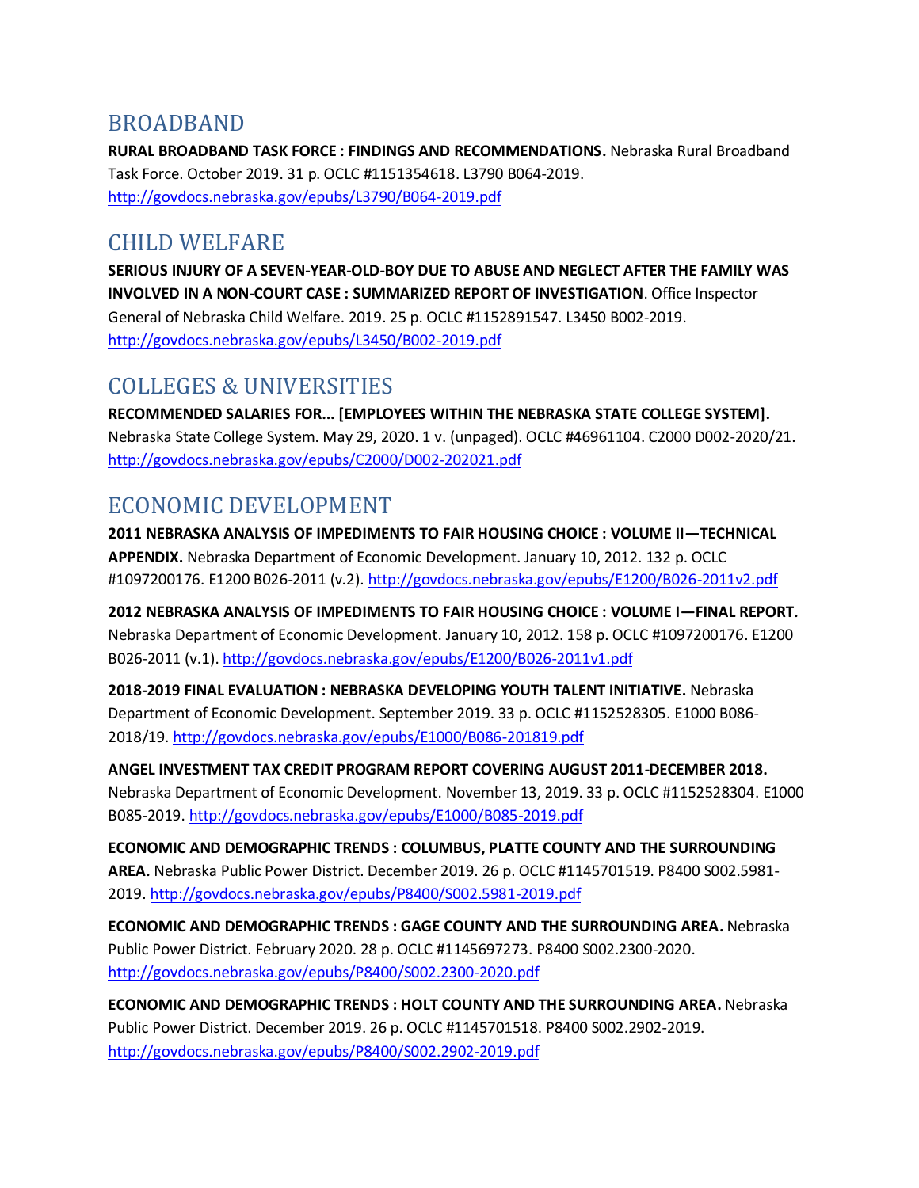## BROADBAND

**RURAL BROADBAND TASK FORCE : FINDINGS AND RECOMMENDATIONS.** Nebraska Rural Broadband Task Force. October 2019. 31 p. OCLC #1151354618. L3790 B064-2019. http://govdocs.nebraska.gov/epubs/L3790/B064-2019.pdf

## CHILD WELFARE

**SERIOUS INJURY OF A SEVEN-YEAR-OLD-BOY DUE TO ABUSE AND NEGLECT AFTER THE FAMILY WAS INVOLVED IN A NON-COURT CASE : SUMMARIZED REPORT OF INVESTIGATION**. Office Inspector General of Nebraska Child Welfare. 2019. 25 p. OCLC #1152891547. L3450 B002-2019. http://govdocs.nebraska.gov/epubs/L3450/B002-2019.pdf

## COLLEGES & UNIVERSITIES

**RECOMMENDED SALARIES FOR... [EMPLOYEES WITHIN THE NEBRASKA STATE COLLEGE SYSTEM].** Nebraska State College System. May 29, 2020. 1 v. (unpaged). OCLC #46961104. C2000 D002-2020/21. http://govdocs.nebraska.gov/epubs/C2000/D002-202021.pdf

## ECONOMIC DEVELOPMENT

**2011 NEBRASKA ANALYSIS OF IMPEDIMENTS TO FAIR HOUSING CHOICE : VOLUME II—TECHNICAL APPENDIX.** Nebraska Department of Economic Development. January 10, 2012. 132 p. OCLC #1097200176. E1200 B026-2011 (v.2). http://govdocs.nebraska.gov/epubs/E1200/B026-2011v2.pdf

**2012 NEBRASKA ANALYSIS OF IMPEDIMENTS TO FAIR HOUSING CHOICE : VOLUME I—FINAL REPORT.** Nebraska Department of Economic Development. January 10, 2012. 158 p. OCLC #1097200176. E1200 B026-2011 (v.1). http://govdocs.nebraska.gov/epubs/E1200/B026-2011v1.pdf

**2018-2019 FINAL EVALUATION : NEBRASKA DEVELOPING YOUTH TALENT INITIATIVE.** Nebraska Department of Economic Development. September 2019. 33 p. OCLC #1152528305. E1000 B086-2018/19. http://govdocs.nebraska.gov/epubs/E1000/B086-201819.pdf

**ANGEL INVESTMENT TAX CREDIT PROGRAM REPORT COVERING AUGUST 2011-DECEMBER 2018.** Nebraska Department of Economic Development. November 13, 2019. 33 p. OCLC #1152528304. E1000 B085-2019. http://govdocs.nebraska.gov/epubs/E1000/B085-2019.pdf

**ECONOMIC AND DEMOGRAPHIC TRENDS : COLUMBUS, PLATTE COUNTY AND THE SURROUNDING AREA.** Nebraska Public Power District. December 2019. 26 p. OCLC #1145701519. P8400 S002.5981-2019. http://govdocs.nebraska.gov/epubs/P8400/S002.5981-2019.pdf

**ECONOMIC AND DEMOGRAPHIC TRENDS : GAGE COUNTY AND THE SURROUNDING AREA.** Nebraska Public Power District. February 2020. 28 p. OCLC #1145697273. P8400 S002.2300-2020. http://govdocs.nebraska.gov/epubs/P8400/S002.2300-2020.pdf

**ECONOMIC AND DEMOGRAPHIC TRENDS : HOLT COUNTY AND THE SURROUNDING AREA.** Nebraska Public Power District. December 2019. 26 p. OCLC #1145701518. P8400 S002.2902-2019. http://govdocs.nebraska.gov/epubs/P8400/S002.2902-2019.pdf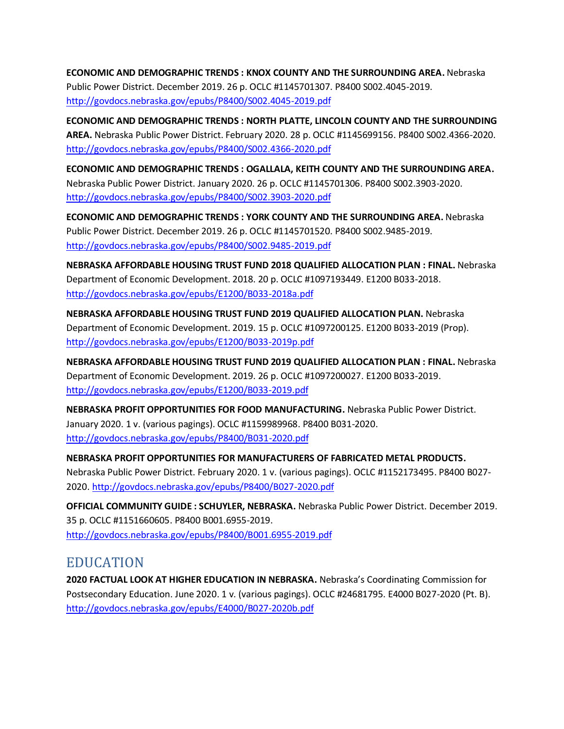**ECONOMIC AND DEMOGRAPHIC TRENDS : KNOX COUNTY AND THE SURROUNDING AREA.** Nebraska Public Power District. December 2019. 26 p. OCLC #1145701307. P8400 S002.4045-2019. http://govdocs.nebraska.gov/epubs/P8400/S002.4045-2019.pdf

**ECONOMIC AND DEMOGRAPHIC TRENDS : NORTH PLATTE, LINCOLN COUNTY AND THE SURROUNDING AREA.** Nebraska Public Power District. February 2020. 28 p. OCLC #1145699156. P8400 S002.4366-2020. http://govdocs.nebraska.gov/epubs/P8400/S002.4366-2020.pdf

**ECONOMIC AND DEMOGRAPHIC TRENDS : OGALLALA, KEITH COUNTY AND THE SURROUNDING AREA.** Nebraska Public Power District. January 2020. 26 p. OCLC #1145701306. P8400 S002.3903-2020. http://govdocs.nebraska.gov/epubs/P8400/S002.3903-2020.pdf

**ECONOMIC AND DEMOGRAPHIC TRENDS : YORK COUNTY AND THE SURROUNDING AREA.** Nebraska Public Power District. December 2019. 26 p. OCLC #1145701520. P8400 S002.9485-2019. http://govdocs.nebraska.gov/epubs/P8400/S002.9485-2019.pdf

**NEBRASKA AFFORDABLE HOUSING TRUST FUND 2018 QUALIFIED ALLOCATION PLAN : FINAL.** Nebraska Department of Economic Development. 2018. 20 p. OCLC #1097193449. E1200 B033-2018. http://govdocs.nebraska.gov/epubs/E1200/B033-2018a.pdf

**NEBRASKA AFFORDABLE HOUSING TRUST FUND 2019 QUALIFIED ALLOCATION PLAN.** Nebraska Department of Economic Development. 2019. 15 p. OCLC #1097200125. E1200 B033-2019 (Prop). http://govdocs.nebraska.gov/epubs/E1200/B033-2019p.pdf

**NEBRASKA AFFORDABLE HOUSING TRUST FUND 2019 QUALIFIED ALLOCATION PLAN : FINAL.** Nebraska Department of Economic Development. 2019. 26 p. OCLC #1097200027. E1200 B033-2019. http://govdocs.nebraska.gov/epubs/E1200/B033-2019.pdf

**NEBRASKA PROFIT OPPORTUNITIES FOR FOOD MANUFACTURING.** Nebraska Public Power District. January 2020. 1 v. (various pagings). OCLC #1159989968. P8400 B031-2020. http://govdocs.nebraska.gov/epubs/P8400/B031-2020.pdf

**NEBRASKA PROFIT OPPORTUNITIES FOR MANUFACTURERS OF FABRICATED METAL PRODUCTS.** Nebraska Public Power District. February 2020. 1 v. (various pagings). OCLC #1152173495. P8400 B027-2020. http://govdocs.nebraska.gov/epubs/P8400/B027-2020.pdf

**OFFICIAL COMMUNITY GUIDE : SCHUYLER, NEBRASKA.** Nebraska Public Power District. December 2019. 35 p. OCLC #1151660605. P8400 B001.6955-2019. http://govdocs.nebraska.gov/epubs/P8400/B001.6955-2019.pdf

## EDUCATION

**2020 FACTUAL LOOK AT HIGHER EDUCATION IN NEBRASKA.** Nebraska's Coordinating Commission for Postsecondary Education. June 2020. 1 v. (various pagings). OCLC #24681795. E4000 B027-2020 (Pt. B). http://govdocs.nebraska.gov/epubs/E4000/B027-2020b.pdf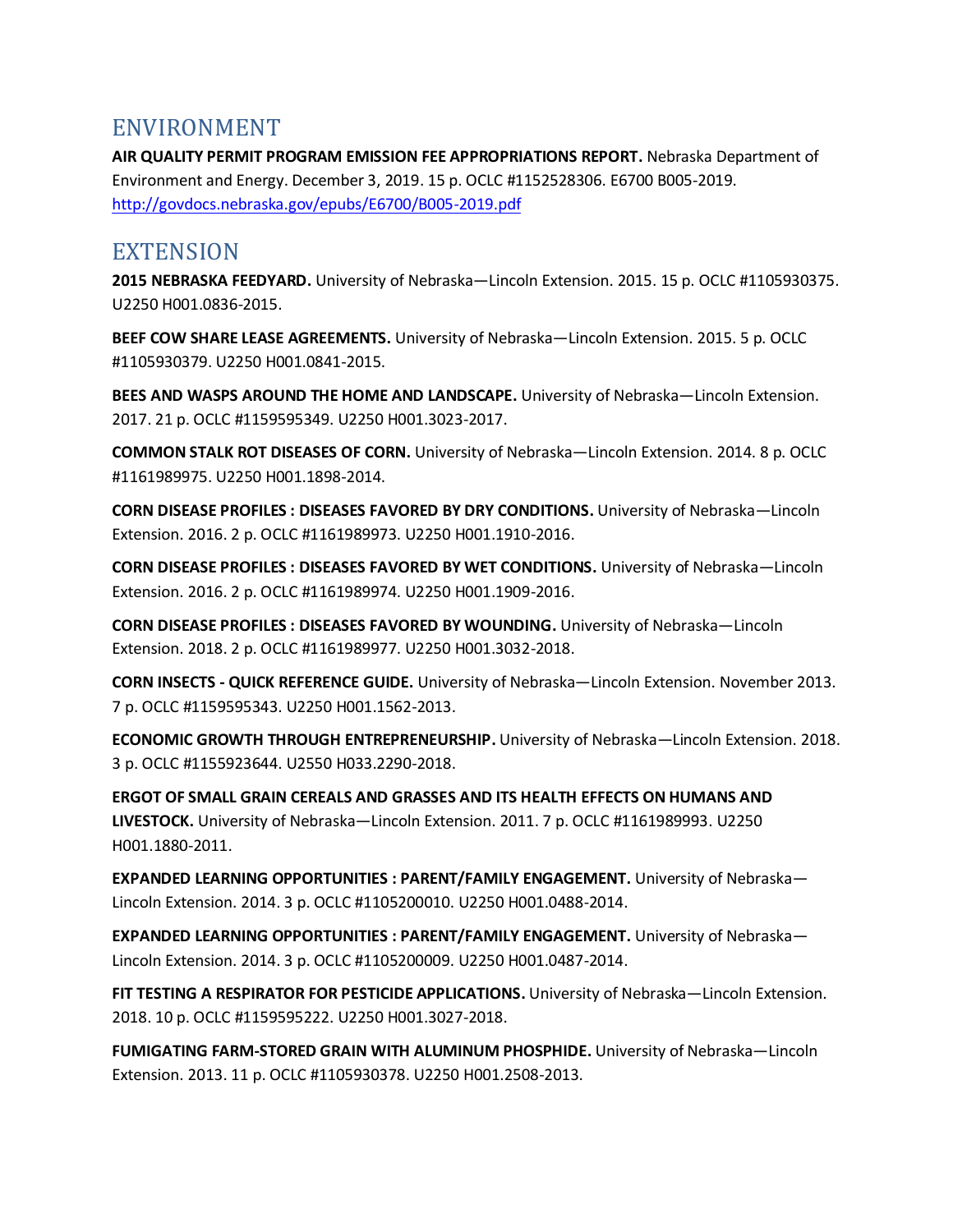## ENVIRONMENT

**AIR QUALITY PERMIT PROGRAM EMISSION FEE APPROPRIATIONS REPORT.** Nebraska Department of Environment and Energy. December 3, 2019. 15 p. OCLC #1152528306. E6700 B005-2019. http://govdocs.nebraska.gov/epubs/E6700/B005-2019.pdf

## EXTENSION

**2015 NEBRASKA FEEDYARD.** University of Nebraska—Lincoln Extension. 2015. 15 p. OCLC #1105930375. U2250 H001.0836-2015.

**BEEF COW SHARE LEASE AGREEMENTS.** University of Nebraska—Lincoln Extension. 2015. 5 p. OCLC #1105930379. U2250 H001.0841-2015.

**BEES AND WASPS AROUND THE HOME AND LANDSCAPE.** University of Nebraska—Lincoln Extension. 2017. 21 p. OCLC #1159595349. U2250 H001.3023-2017.

**COMMON STALK ROT DISEASES OF CORN.** University of Nebraska—Lincoln Extension. 2014. 8 p. OCLC #1161989975. U2250 H001.1898-2014.

**CORN DISEASE PROFILES : DISEASES FAVORED BY DRY CONDITIONS.** University of Nebraska—Lincoln Extension. 2016. 2 p. OCLC #1161989973. U2250 H001.1910-2016.

**CORN DISEASE PROFILES : DISEASES FAVORED BY WET CONDITIONS.** University of Nebraska—Lincoln Extension. 2016. 2 p. OCLC #1161989974. U2250 H001.1909-2016.

**CORN DISEASE PROFILES : DISEASES FAVORED BY WOUNDING.** University of Nebraska—Lincoln Extension. 2018. 2 p. OCLC #1161989977. U2250 H001.3032-2018.

**CORN INSECTS - QUICK REFERENCE GUIDE.** University of Nebraska—Lincoln Extension. November 2013. 7 p. OCLC #1159595343. U2250 H001.1562-2013.

**ECONOMIC GROWTH THROUGH ENTREPRENEURSHIP.** University of Nebraska—Lincoln Extension. 2018. 3 p. OCLC #1155923644. U2550 H033.2290-2018.

**ERGOT OF SMALL GRAIN CEREALS AND GRASSES AND ITS HEALTH EFFECTS ON HUMANS AND LIVESTOCK.** University of Nebraska—Lincoln Extension. 2011. 7 p. OCLC #1161989993. U2250 H001.1880-2011.

**EXPANDED LEARNING OPPORTUNITIES : PARENT/FAMILY ENGAGEMENT.** University of Nebraska—Lincoln Extension. 2014. 3 p. OCLC #1105200010. U2250 H001.0488-2014.

**EXPANDED LEARNING OPPORTUNITIES : PARENT/FAMILY ENGAGEMENT.** University of Nebraska—Lincoln Extension. 2014. 3 p. OCLC #1105200009. U2250 H001.0487-2014.

**FIT TESTING A RESPIRATOR FOR PESTICIDE APPLICATIONS.** University of Nebraska—Lincoln Extension. 2018. 10 p. OCLC #1159595222. U2250 H001.3027-2018.

**FUMIGATING FARM-STORED GRAIN WITH ALUMINUM PHOSPHIDE.** University of Nebraska—Lincoln Extension. 2013. 11 p. OCLC #1105930378. U2250 H001.2508-2013.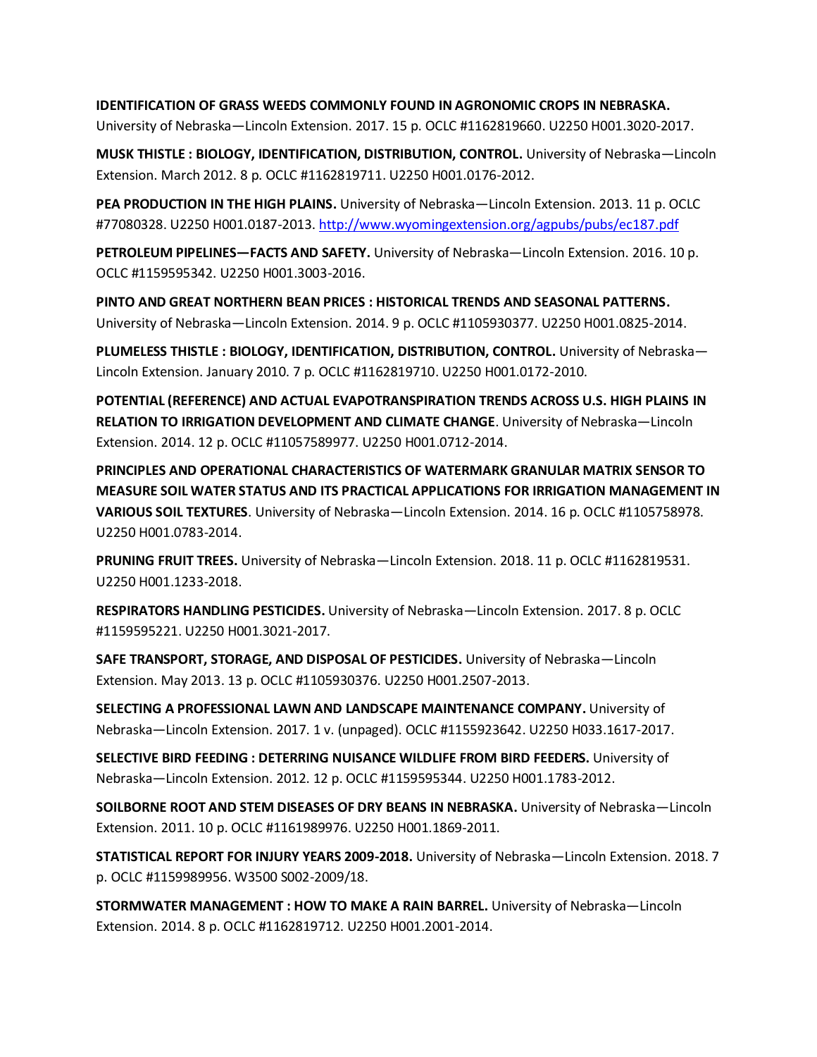**IDENTIFICATION OF GRASS WEEDS COMMONLY FOUND IN AGRONOMIC CROPS IN NEBRASKA.** University of Nebraska—Lincoln Extension. 2017. 15 p. OCLC #1162819660. U2250 H001.3020-2017.

**MUSK THISTLE : BIOLOGY, IDENTIFICATION, DISTRIBUTION, CONTROL.** University of Nebraska—Lincoln Extension. March 2012. 8 p. OCLC #1162819711. U2250 H001.0176-2012.

**PEA PRODUCTION IN THE HIGH PLAINS.** University of Nebraska—Lincoln Extension. 2013. 11 p. OCLC #77080328. U2250 H001.0187-2013. http://www.wyomingextension.org/agpubs/pubs/ec187.pdf

**PETROLEUM PIPELINES—FACTS AND SAFETY.** University of Nebraska—Lincoln Extension. 2016. 10 p. OCLC #1159595342. U2250 H001.3003-2016.

**PINTO AND GREAT NORTHERN BEAN PRICES : HISTORICAL TRENDS AND SEASONAL PATTERNS.** University of Nebraska—Lincoln Extension. 2014. 9 p. OCLC #1105930377. U2250 H001.0825-2014.

**PLUMELESS THISTLE : BIOLOGY, IDENTIFICATION, DISTRIBUTION, CONTROL.** University of Nebraska—Lincoln Extension. January 2010. 7 p. OCLC #1162819710. U2250 H001.0172-2010.

**POTENTIAL (REFERENCE) AND ACTUAL EVAPOTRANSPIRATION TRENDS ACROSS U.S. HIGH PLAINS IN RELATION TO IRRIGATION DEVELOPMENT AND CLIMATE CHANGE**. University of Nebraska—Lincoln Extension. 2014. 12 p. OCLC #11057589977. U2250 H001.0712-2014.

**PRINCIPLES AND OPERATIONAL CHARACTERISTICS OF WATERMARK GRANULAR MATRIX SENSOR TO MEASURE SOIL WATER STATUS AND ITS PRACTICAL APPLICATIONS FOR IRRIGATION MANAGEMENT IN VARIOUS SOIL TEXTURES**. University of Nebraska—Lincoln Extension. 2014. 16 p. OCLC #1105758978. U2250 H001.0783-2014.

**PRUNING FRUIT TREES.** University of Nebraska—Lincoln Extension. 2018. 11 p. OCLC #1162819531. U2250 H001.1233-2018.

**RESPIRATORS HANDLING PESTICIDES.** University of Nebraska—Lincoln Extension. 2017. 8 p. OCLC #1159595221. U2250 H001.3021-2017.

**SAFE TRANSPORT, STORAGE, AND DISPOSAL OF PESTICIDES.** University of Nebraska—Lincoln Extension. May 2013. 13 p. OCLC #1105930376. U2250 H001.2507-2013.

**SELECTING A PROFESSIONAL LAWN AND LANDSCAPE MAINTENANCE COMPANY.** University of Nebraska—Lincoln Extension. 2017. 1 v. (unpaged). OCLC #1155923642. U2250 H033.1617-2017.

**SELECTIVE BIRD FEEDING : DETERRING NUISANCE WILDLIFE FROM BIRD FEEDERS.** University of Nebraska—Lincoln Extension. 2012. 12 p. OCLC #1159595344. U2250 H001.1783-2012.

**SOILBORNE ROOT AND STEM DISEASES OF DRY BEANS IN NEBRASKA.** University of Nebraska—Lincoln Extension. 2011. 10 p. OCLC #1161989976. U2250 H001.1869-2011.

**STATISTICAL REPORT FOR INJURY YEARS 2009-2018.** University of Nebraska—Lincoln Extension. 2018. 7 p. OCLC #1159989956. W3500 S002-2009/18.

**STORMWATER MANAGEMENT : HOW TO MAKE A RAIN BARREL.** University of Nebraska—Lincoln Extension. 2014. 8 p. OCLC #1162819712. U2250 H001.2001-2014.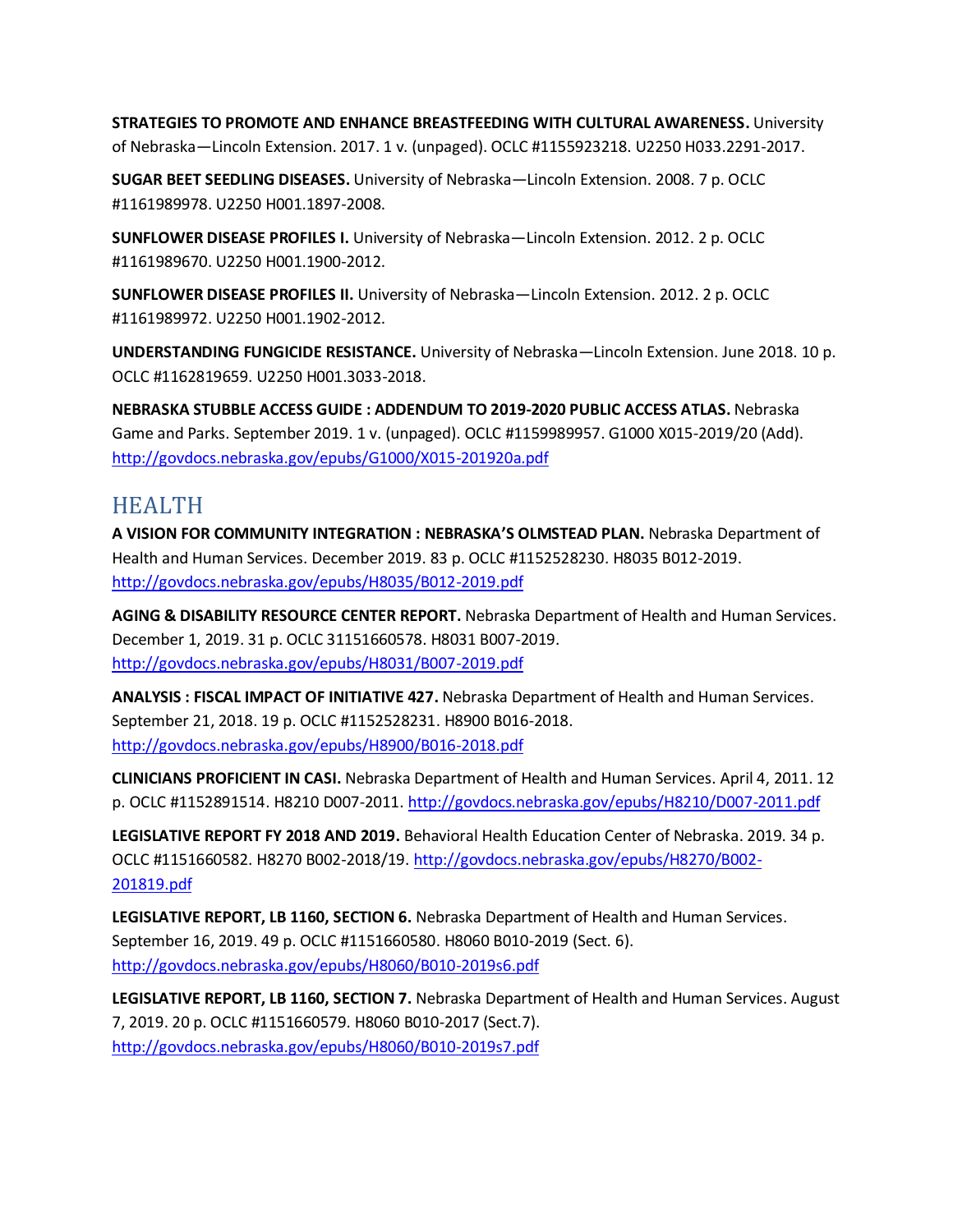**STRATEGIES TO PROMOTE AND ENHANCE BREASTFEEDING WITH CULTURAL AWARENESS.** University of Nebraska—Lincoln Extension. 2017. 1 v. (unpaged). OCLC #1155923218. U2250 H033.2291-2017.

**SUGAR BEET SEEDLING DISEASES.** University of Nebraska—Lincoln Extension. 2008. 7 p. OCLC #1161989978. U2250 H001.1897-2008.

**SUNFLOWER DISEASE PROFILES I.** University of Nebraska—Lincoln Extension. 2012. 2 p. OCLC #1161989670. U2250 H001.1900-2012.

**SUNFLOWER DISEASE PROFILES II.** University of Nebraska—Lincoln Extension. 2012. 2 p. OCLC #1161989972. U2250 H001.1902-2012.

**UNDERSTANDING FUNGICIDE RESISTANCE.** University of Nebraska—Lincoln Extension. June 2018. 10 p. OCLC #1162819659. U2250 H001.3033-2018.

**NEBRASKA STUBBLE ACCESS GUIDE : ADDENDUM TO 2019-2020 PUBLIC ACCESS ATLAS.** Nebraska Game and Parks. September 2019. 1 v. (unpaged). OCLC #1159989957. G1000 X015-2019/20 (Add). http://govdocs.nebraska.gov/epubs/G1000/X015-201920a.pdf

## HEALTH

**A VISION FOR COMMUNITY INTEGRATION : NEBRASKA'S OLMSTEAD PLAN.** Nebraska Department of Health and Human Services. December 2019. 83 p. OCLC #1152528230. H8035 B012-2019. http://govdocs.nebraska.gov/epubs/H8035/B012-2019.pdf

**AGING & DISABILITY RESOURCE CENTER REPORT.** Nebraska Department of Health and Human Services. December 1, 2019. 31 p. OCLC 31151660578. H8031 B007-2019. http://govdocs.nebraska.gov/epubs/H8031/B007-2019.pdf

**ANALYSIS : FISCAL IMPACT OF INITIATIVE 427.** Nebraska Department of Health and Human Services. September 21, 2018. 19 p. OCLC #1152528231. H8900 B016-2018. http://govdocs.nebraska.gov/epubs/H8900/B016-2018.pdf

**CLINICIANS PROFICIENT IN CASI.** Nebraska Department of Health and Human Services. April 4, 2011. 12 p. OCLC #1152891514. H8210 D007-2011. http://govdocs.nebraska.gov/epubs/H8210/D007-2011.pdf

**LEGISLATIVE REPORT FY 2018 AND 2019.** Behavioral Health Education Center of Nebraska. 2019. 34 p. OCLC #1151660582. H8270 B002-2018/19. http://govdocs.nebraska.gov/epubs/H8270/B002-201819.pdf

**LEGISLATIVE REPORT, LB 1160, SECTION 6.** Nebraska Department of Health and Human Services. September 16, 2019. 49 p. OCLC #1151660580. H8060 B010-2019 (Sect. 6). http://govdocs.nebraska.gov/epubs/H8060/B010-2019s6.pdf

**LEGISLATIVE REPORT, LB 1160, SECTION 7.** Nebraska Department of Health and Human Services. August 7, 2019. 20 p. OCLC #1151660579. H8060 B010-2017 (Sect.7). http://govdocs.nebraska.gov/epubs/H8060/B010-2019s7.pdf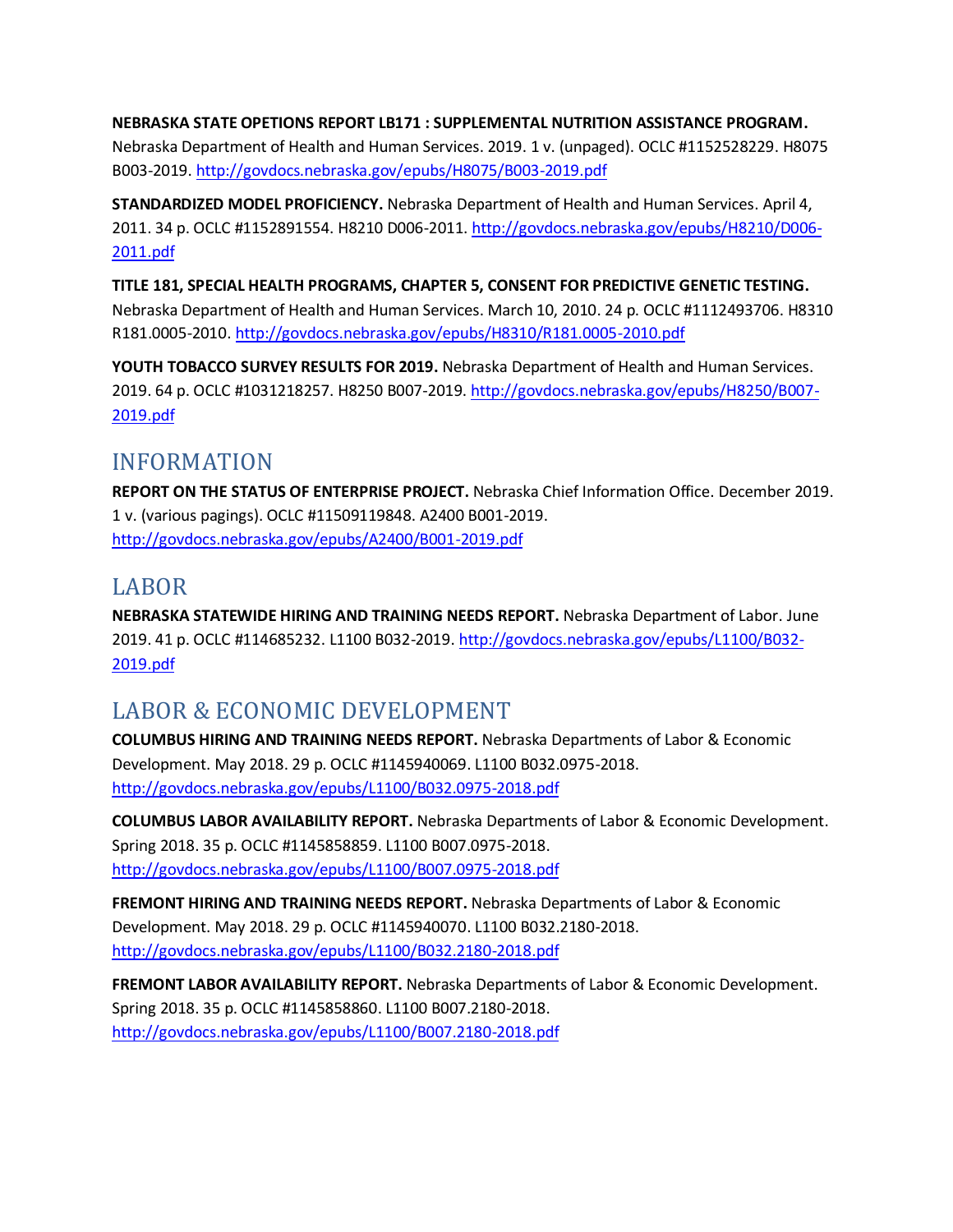**NEBRASKA STATE OPETIONS REPORT LB171 : SUPPLEMENTAL NUTRITION ASSISTANCE PROGRAM.** Nebraska Department of Health and Human Services. 2019. 1 v. (unpaged). OCLC #1152528229. H8075 B003-2019. http://govdocs.nebraska.gov/epubs/H8075/B003-2019.pdf

**STANDARDIZED MODEL PROFICIENCY.** Nebraska Department of Health and Human Services. April 4, 2011. 34 p. OCLC #1152891554. H8210 D006-2011. http://govdocs.nebraska.gov/epubs/H8210/D006-2011.pdf

**TITLE 181, SPECIAL HEALTH PROGRAMS, CHAPTER 5, CONSENT FOR PREDICTIVE GENETIC TESTING.** Nebraska Department of Health and Human Services. March 10, 2010. 24 p. OCLC #1112493706. H8310 R181.0005-2010. http://govdocs.nebraska.gov/epubs/H8310/R181.0005-2010.pdf

**YOUTH TOBACCO SURVEY RESULTS FOR 2019.** Nebraska Department of Health and Human Services. 2019. 64 p. OCLC #1031218257. H8250 B007-2019. http://govdocs.nebraska.gov/epubs/H8250/B007-2019.pdf

## INFORMATION

**REPORT ON THE STATUS OF ENTERPRISE PROJECT.** Nebraska Chief Information Office. December 2019. 1 v. (various pagings). OCLC #11509119848. A2400 B001-2019. http://govdocs.nebraska.gov/epubs/A2400/B001-2019.pdf

## LABOR

**NEBRASKA STATEWIDE HIRING AND TRAINING NEEDS REPORT.** Nebraska Department of Labor. June 2019. 41 p. OCLC #114685232. L1100 B032-2019. http://govdocs.nebraska.gov/epubs/L1100/B032-2019.pdf

## LABOR & ECONOMIC DEVELOPMENT

**COLUMBUS HIRING AND TRAINING NEEDS REPORT.** Nebraska Departments of Labor & Economic Development. May 2018. 29 p. OCLC #1145940069. L1100 B032.0975-2018. http://govdocs.nebraska.gov/epubs/L1100/B032.0975-2018.pdf

**COLUMBUS LABOR AVAILABILITY REPORT.** Nebraska Departments of Labor & Economic Development. Spring 2018. 35 p. OCLC #1145858859. L1100 B007.0975-2018. http://govdocs.nebraska.gov/epubs/L1100/B007.0975-2018.pdf

**FREMONT HIRING AND TRAINING NEEDS REPORT.** Nebraska Departments of Labor & Economic Development. May 2018. 29 p. OCLC #1145940070. L1100 B032.2180-2018. http://govdocs.nebraska.gov/epubs/L1100/B032.2180-2018.pdf

**FREMONT LABOR AVAILABILITY REPORT.** Nebraska Departments of Labor & Economic Development. Spring 2018. 35 p. OCLC #1145858860. L1100 B007.2180-2018. http://govdocs.nebraska.gov/epubs/L1100/B007.2180-2018.pdf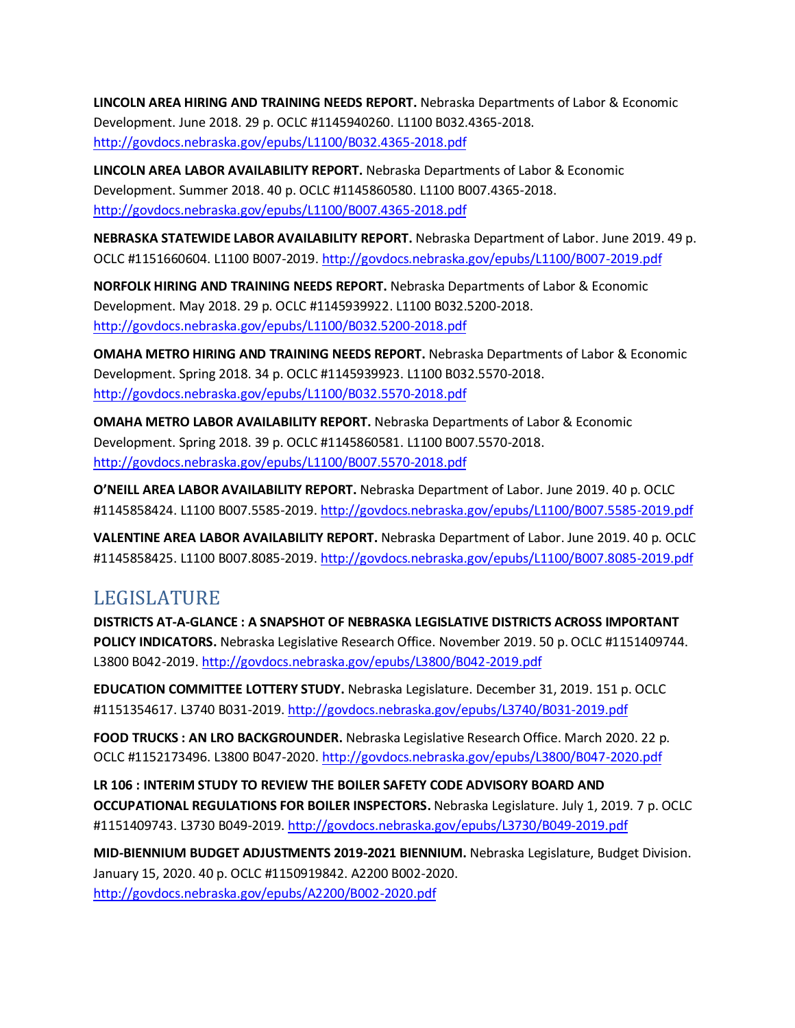**LINCOLN AREA HIRING AND TRAINING NEEDS REPORT.** Nebraska Departments of Labor & Economic Development. June 2018. 29 p. OCLC #1145940260. L1100 B032.4365-2018. http://govdocs.nebraska.gov/epubs/L1100/B032.4365-2018.pdf

**LINCOLN AREA LABOR AVAILABILITY REPORT.** Nebraska Departments of Labor & Economic Development. Summer 2018. 40 p. OCLC #1145860580. L1100 B007.4365-2018. http://govdocs.nebraska.gov/epubs/L1100/B007.4365-2018.pdf

**NEBRASKA STATEWIDE LABOR AVAILABILITY REPORT.** Nebraska Department of Labor. June 2019. 49 p. OCLC #1151660604. L1100 B007-2019. http://govdocs.nebraska.gov/epubs/L1100/B007-2019.pdf

**NORFOLK HIRING AND TRAINING NEEDS REPORT.** Nebraska Departments of Labor & Economic Development. May 2018. 29 p. OCLC #1145939922. L1100 B032.5200-2018. http://govdocs.nebraska.gov/epubs/L1100/B032.5200-2018.pdf

**OMAHA METRO HIRING AND TRAINING NEEDS REPORT.** Nebraska Departments of Labor & Economic Development. Spring 2018. 34 p. OCLC #1145939923. L1100 B032.5570-2018. http://govdocs.nebraska.gov/epubs/L1100/B032.5570-2018.pdf

**OMAHA METRO LABOR AVAILABILITY REPORT.** Nebraska Departments of Labor & Economic Development. Spring 2018. 39 p. OCLC #1145860581. L1100 B007.5570-2018. http://govdocs.nebraska.gov/epubs/L1100/B007.5570-2018.pdf

**O'NEILL AREA LABOR AVAILABILITY REPORT.** Nebraska Department of Labor. June 2019. 40 p. OCLC #1145858424. L1100 B007.5585-2019. http://govdocs.nebraska.gov/epubs/L1100/B007.5585-2019.pdf

**VALENTINE AREA LABOR AVAILABILITY REPORT.** Nebraska Department of Labor. June 2019. 40 p. OCLC #1145858425. L1100 B007.8085-2019. http://govdocs.nebraska.gov/epubs/L1100/B007.8085-2019.pdf

## LEGISLATURE

**DISTRICTS AT-A-GLANCE : A SNAPSHOT OF NEBRASKA LEGISLATIVE DISTRICTS ACROSS IMPORTANT POLICY INDICATORS.** Nebraska Legislative Research Office. November 2019. 50 p. OCLC #1151409744. L3800 B042-2019. http://govdocs.nebraska.gov/epubs/L3800/B042-2019.pdf

**EDUCATION COMMITTEE LOTTERY STUDY.** Nebraska Legislature. December 31, 2019. 151 p. OCLC #1151354617. L3740 B031-2019. http://govdocs.nebraska.gov/epubs/L3740/B031-2019.pdf

**FOOD TRUCKS : AN LRO BACKGROUNDER.** Nebraska Legislative Research Office. March 2020. 22 p. OCLC #1152173496. L3800 B047-2020. http://govdocs.nebraska.gov/epubs/L3800/B047-2020.pdf

**LR 106 : INTERIM STUDY TO REVIEW THE BOILER SAFETY CODE ADVISORY BOARD AND OCCUPATIONAL REGULATIONS FOR BOILER INSPECTORS.** Nebraska Legislature. July 1, 2019. 7 p. OCLC #1151409743. L3730 B049-2019. http://govdocs.nebraska.gov/epubs/L3730/B049-2019.pdf

**MID-BIENNIUM BUDGET ADJUSTMENTS 2019-2021 BIENNIUM.** Nebraska Legislature, Budget Division. January 15, 2020. 40 p. OCLC #1150919842. A2200 B002-2020. http://govdocs.nebraska.gov/epubs/A2200/B002-2020.pdf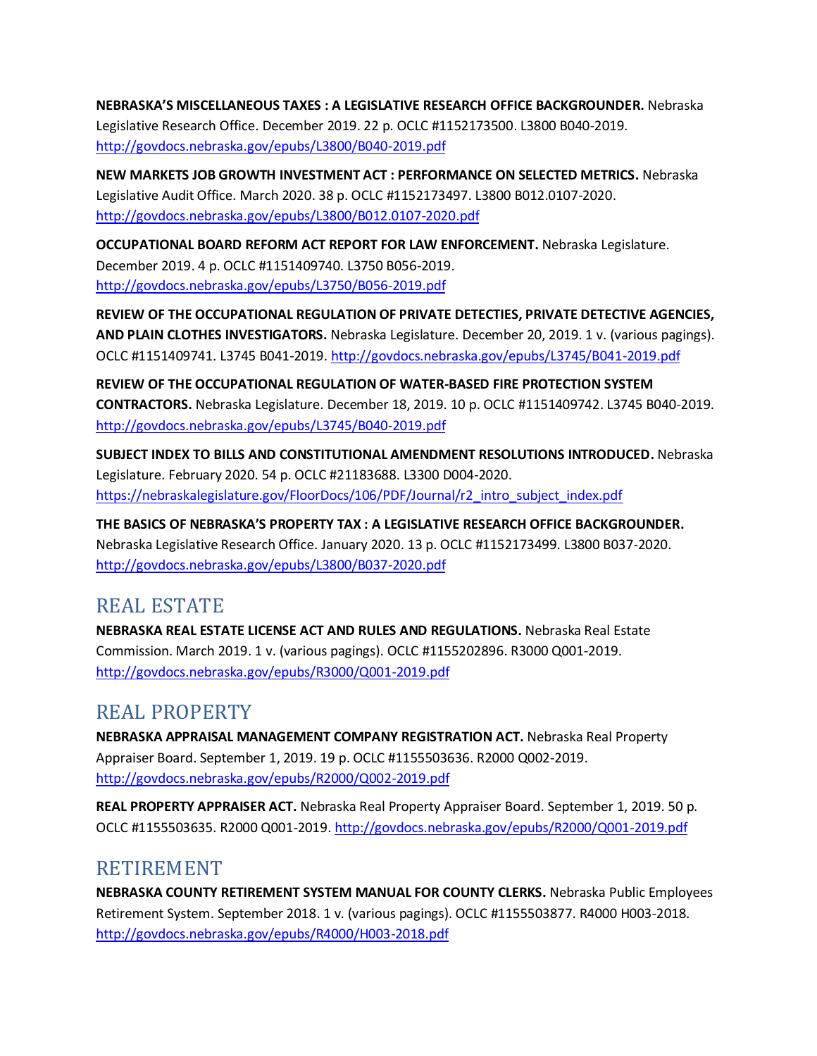**NEBRASKA'S MISCELLANEOUS TAXES : A LEGISLATIVE RESEARCH OFFICE BACKGROUNDER.** Nebraska Legislative Research Office. December 2019. 22 p. OCLC #1152173500. L3800 B040-2019. http://govdocs.nebraska.gov/epubs/L3800/B040-2019.pdf

**NEW MARKETS JOB GROWTH INVESTMENT ACT : PERFORMANCE ON SELECTED METRICS.** Nebraska Legislative Audit Office. March 2020. 38 p. OCLC #1152173497. L3800 B012.0107-2020. http://govdocs.nebraska.gov/epubs/L3800/B012.0107-2020.pdf

**OCCUPATIONAL BOARD REFORM ACT REPORT FOR LAW ENFORCEMENT.** Nebraska Legislature. December 2019. 4 p. OCLC #1151409740. L3750 B056-2019. http://govdocs.nebraska.gov/epubs/L3750/B056-2019.pdf

**REVIEW OF THE OCCUPATIONAL REGULATION OF PRIVATE DETECTIES, PRIVATE DETECTIVE AGENCIES, AND PLAIN CLOTHES INVESTIGATORS.** Nebraska Legislature. December 20, 2019. 1 v. (various pagings). OCLC #1151409741. L3745 B041-2019. http://govdocs.nebraska.gov/epubs/L3745/B041-2019.pdf

**REVIEW OF THE OCCUPATIONAL REGULATION OF WATER-BASED FIRE PROTECTION SYSTEM CONTRACTORS.** Nebraska Legislature. December 18, 2019. 10 p. OCLC #1151409742. L3745 B040-2019. http://govdocs.nebraska.gov/epubs/L3745/B040-2019.pdf

**SUBJECT INDEX TO BILLS AND CONSTITUTIONAL AMENDMENT RESOLUTIONS INTRODUCED.** Nebraska Legislature. February 2020. 54 p. OCLC #21183688. L3300 D004-2020. https://nebraskalegislature.gov/FloorDocs/106/PDF/Journal/r2_intro_subject_index.pdf

**THE BASICS OF NEBRASKA'S PROPERTY TAX : A LEGISLATIVE RESEARCH OFFICE BACKGROUNDER.** Nebraska Legislative Research Office. January 2020. 13 p. OCLC #1152173499. L3800 B037-2020. http://govdocs.nebraska.gov/epubs/L3800/B037-2020.pdf

## REAL ESTATE

**NEBRASKA REAL ESTATE LICENSE ACT AND RULES AND REGULATIONS.** Nebraska Real Estate Commission. March 2019. 1 v. (various pagings). OCLC #1155202896. R3000 Q001-2019. http://govdocs.nebraska.gov/epubs/R3000/Q001-2019.pdf

## REAL PROPERTY

**NEBRASKA APPRAISAL MANAGEMENT COMPANY REGISTRATION ACT.** Nebraska Real Property Appraiser Board. September 1, 2019. 19 p. OCLC #1155503636. R2000 Q002-2019. http://govdocs.nebraska.gov/epubs/R2000/Q002-2019.pdf

**REAL PROPERTY APPRAISER ACT.** Nebraska Real Property Appraiser Board. September 1, 2019. 50 p. OCLC #1155503635. R2000 Q001-2019. http://govdocs.nebraska.gov/epubs/R2000/Q001-2019.pdf

## RETIREMENT

**NEBRASKA COUNTY RETIREMENT SYSTEM MANUAL FOR COUNTY CLERKS.** Nebraska Public Employees Retirement System. September 2018. 1 v. (various pagings). OCLC #1155503877. R4000 H003-2018. http://govdocs.nebraska.gov/epubs/R4000/H003-2018.pdf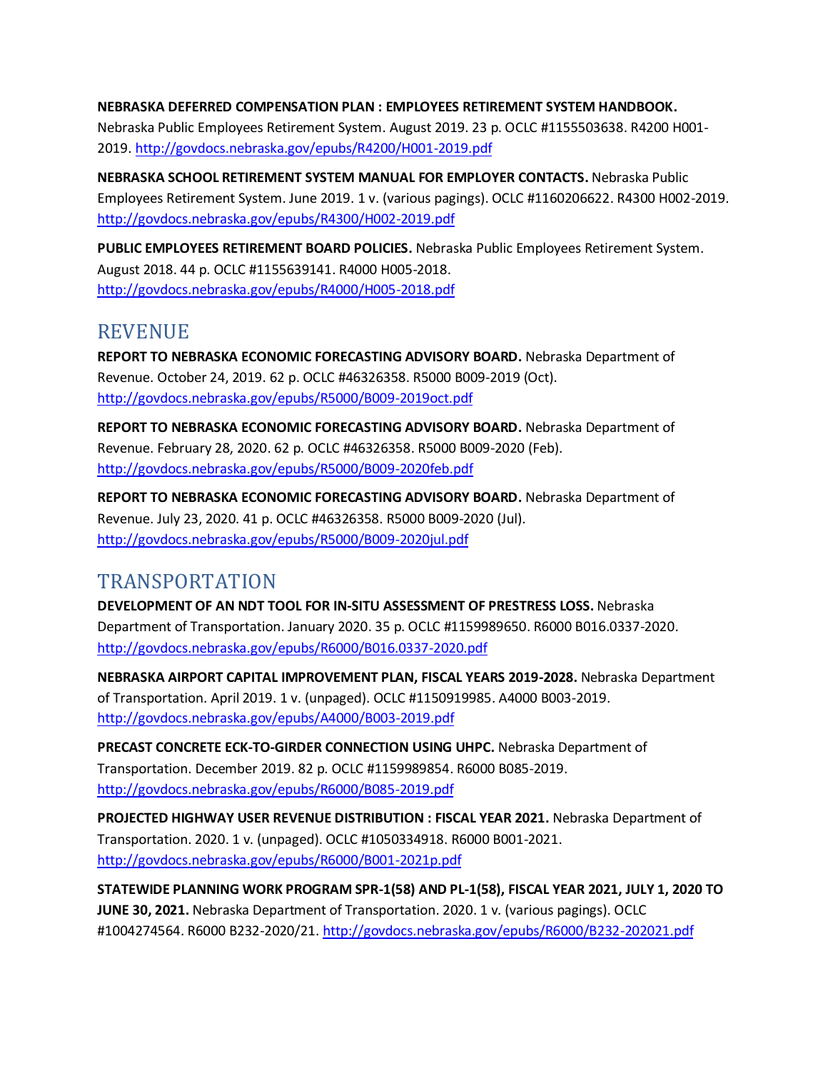**NEBRASKA DEFERRED COMPENSATION PLAN : EMPLOYEES RETIREMENT SYSTEM HANDBOOK.** Nebraska Public Employees Retirement System. August 2019. 23 p. OCLC #1155503638. R4200 H001-2019. http://govdocs.nebraska.gov/epubs/R4200/H001-2019.pdf

**NEBRASKA SCHOOL RETIREMENT SYSTEM MANUAL FOR EMPLOYER CONTACTS.** Nebraska Public Employees Retirement System. June 2019. 1 v. (various pagings). OCLC #1160206622. R4300 H002-2019. http://govdocs.nebraska.gov/epubs/R4300/H002-2019.pdf

**PUBLIC EMPLOYEES RETIREMENT BOARD POLICIES.** Nebraska Public Employees Retirement System. August 2018. 44 p. OCLC #1155639141. R4000 H005-2018. http://govdocs.nebraska.gov/epubs/R4000/H005-2018.pdf

## REVENUE

**REPORT TO NEBRASKA ECONOMIC FORECASTING ADVISORY BOARD.** Nebraska Department of Revenue. October 24, 2019. 62 p. OCLC #46326358. R5000 B009-2019 (Oct). http://govdocs.nebraska.gov/epubs/R5000/B009-2019oct.pdf

**REPORT TO NEBRASKA ECONOMIC FORECASTING ADVISORY BOARD.** Nebraska Department of Revenue. February 28, 2020. 62 p. OCLC #46326358. R5000 B009-2020 (Feb). http://govdocs.nebraska.gov/epubs/R5000/B009-2020feb.pdf

**REPORT TO NEBRASKA ECONOMIC FORECASTING ADVISORY BOARD.** Nebraska Department of Revenue. July 23, 2020. 41 p. OCLC #46326358. R5000 B009-2020 (Jul). http://govdocs.nebraska.gov/epubs/R5000/B009-2020jul.pdf

## TRANSPORTATION

**DEVELOPMENT OF AN NDT TOOL FOR IN-SITU ASSESSMENT OF PRESTRESS LOSS.** Nebraska Department of Transportation. January 2020. 35 p. OCLC #1159989650. R6000 B016.0337-2020. http://govdocs.nebraska.gov/epubs/R6000/B016.0337-2020.pdf

**NEBRASKA AIRPORT CAPITAL IMPROVEMENT PLAN, FISCAL YEARS 2019-2028.** Nebraska Department of Transportation. April 2019. 1 v. (unpaged). OCLC #1150919985. A4000 B003-2019. http://govdocs.nebraska.gov/epubs/A4000/B003-2019.pdf

**PRECAST CONCRETE ECK-TO-GIRDER CONNECTION USING UHPC.** Nebraska Department of Transportation. December 2019. 82 p. OCLC #1159989854. R6000 B085-2019. http://govdocs.nebraska.gov/epubs/R6000/B085-2019.pdf

**PROJECTED HIGHWAY USER REVENUE DISTRIBUTION : FISCAL YEAR 2021.** Nebraska Department of Transportation. 2020. 1 v. (unpaged). OCLC #1050334918. R6000 B001-2021. http://govdocs.nebraska.gov/epubs/R6000/B001-2021p.pdf

**STATEWIDE PLANNING WORK PROGRAM SPR-1(58) AND PL-1(58), FISCAL YEAR 2021, JULY 1, 2020 TO JUNE 30, 2021.** Nebraska Department of Transportation. 2020. 1 v. (various pagings). OCLC #1004274564. R6000 B232-2020/21. http://govdocs.nebraska.gov/epubs/R6000/B232-202021.pdf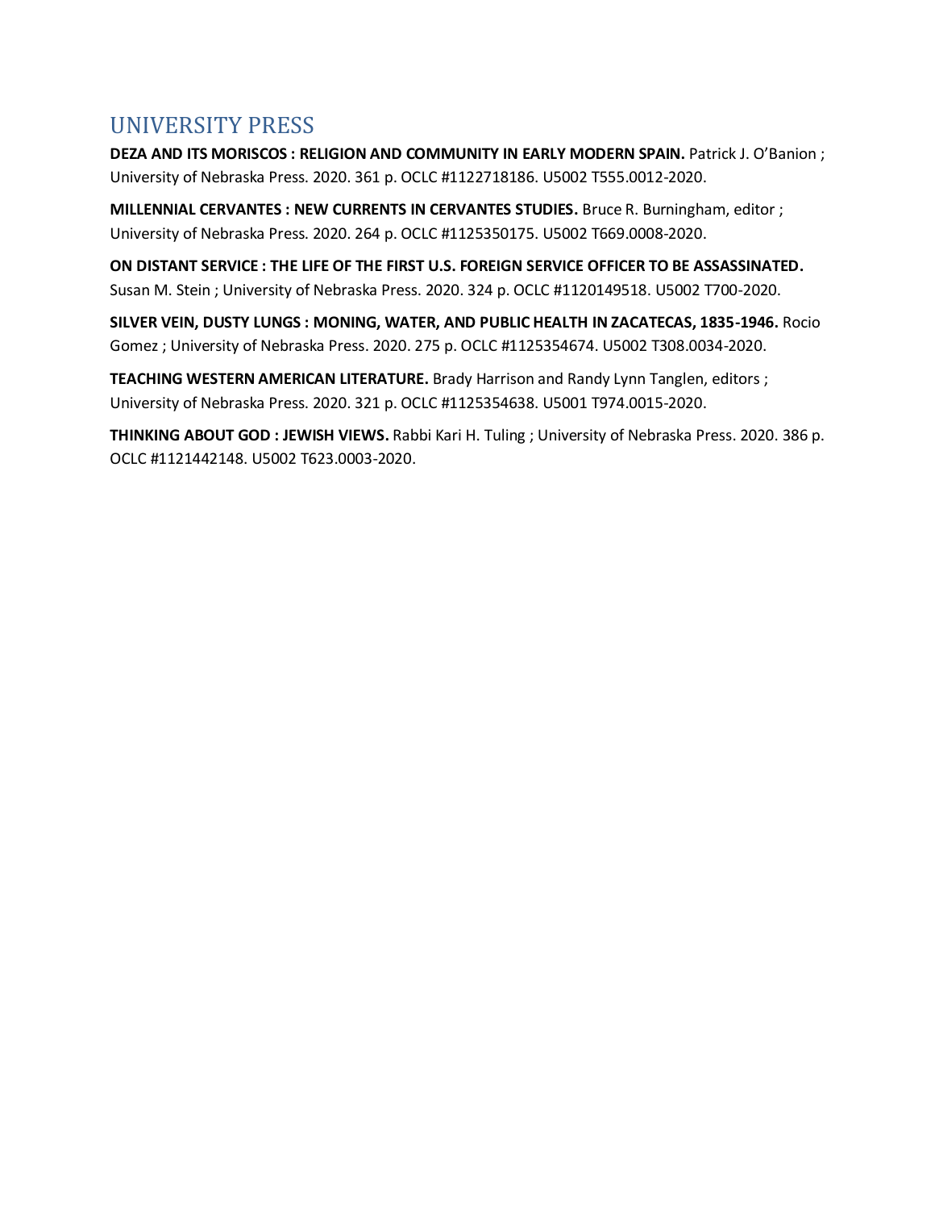## UNIVERSITY PRESS

**DEZA AND ITS MORISCOS : RELIGION AND COMMUNITY IN EARLY MODERN SPAIN.** Patrick J. O'Banion ; University of Nebraska Press. 2020. 361 p. OCLC #1122718186. U5002 T555.0012-2020.

**MILLENNIAL CERVANTES : NEW CURRENTS IN CERVANTES STUDIES.** Bruce R. Burningham, editor ; University of Nebraska Press. 2020. 264 p. OCLC #1125350175. U5002 T669.0008-2020.

**ON DISTANT SERVICE : THE LIFE OF THE FIRST U.S. FOREIGN SERVICE OFFICER TO BE ASSASSINATED.** Susan M. Stein ; University of Nebraska Press. 2020. 324 p. OCLC #1120149518. U5002 T700-2020.

**SILVER VEIN, DUSTY LUNGS : MONING, WATER, AND PUBLIC HEALTH IN ZACATECAS, 1835-1946.** Rocio Gomez ; University of Nebraska Press. 2020. 275 p. OCLC #1125354674. U5002 T308.0034-2020.

**TEACHING WESTERN AMERICAN LITERATURE.** Brady Harrison and Randy Lynn Tanglen, editors ; University of Nebraska Press. 2020. 321 p. OCLC #1125354638. U5001 T974.0015-2020.

**THINKING ABOUT GOD : JEWISH VIEWS.** Rabbi Kari H. Tuling ; University of Nebraska Press. 2020. 386 p. OCLC #1121442148. U5002 T623.0003-2020.